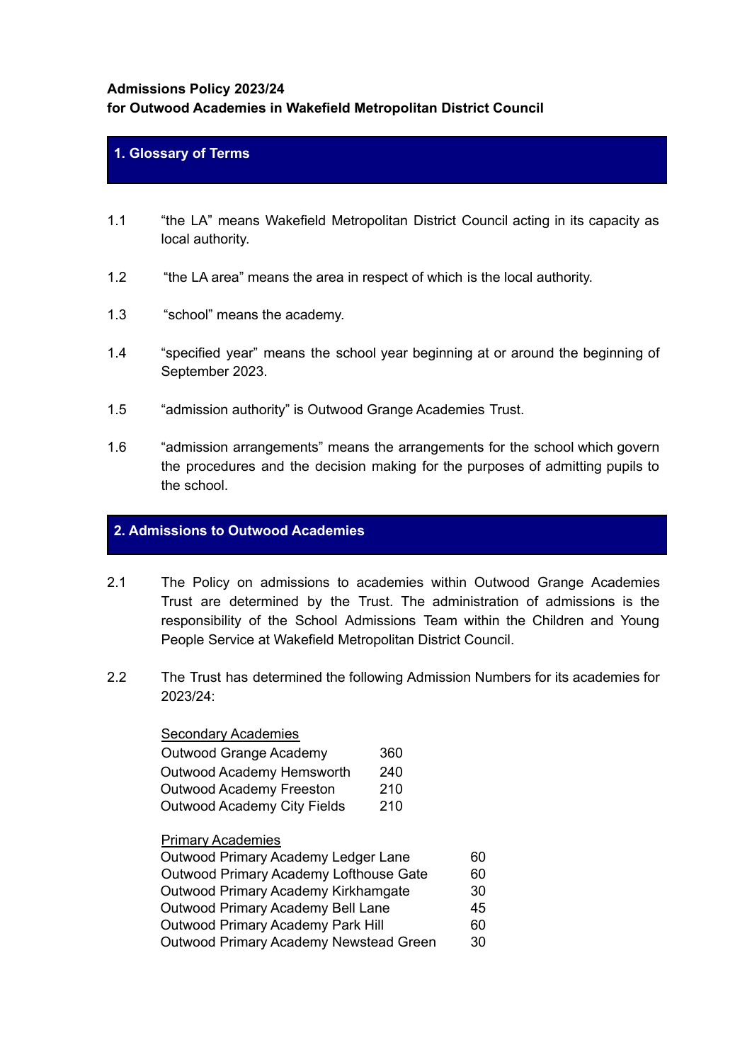**Admissions Policy 2023/24**
**for Outwood Academies in Wakefield Metropolitan District Council**

## 1. Glossary of Terms

1.1 “the LA” means Wakefield Metropolitan District Council acting in its capacity as local authority.

1.2 “the LA area” means the area in respect of which is the local authority.

1.3 “school” means the academy.

1.4 “specified year” means the school year beginning at or around the beginning of September 2023.

1.5 “admission authority” is Outwood Grange Academies Trust.

1.6 “admission arrangements” means the arrangements for the school which govern the procedures and the decision making for the purposes of admitting pupils to the school.

## 2. Admissions to Outwood Academies

2.1 The Policy on admissions to academies within Outwood Grange Academies Trust are determined by the Trust. The administration of admissions is the responsibility of the School Admissions Team within the Children and Young People Service at Wakefield Metropolitan District Council.

2.2 The Trust has determined the following Admission Numbers for its academies for 2023/24:

<u>Secondary Academies</u>

| | |
|---|---|
| Outwood Grange Academy | 360 |
| Outwood Academy Hemsworth | 240 |
| Outwood Academy Freeston | 210 |
| Outwood Academy City Fields | 210 |

<u>Primary Academies</u>

| | |
|---|---|
| Outwood Primary Academy Ledger Lane | 60 |
| Outwood Primary Academy Lofthouse Gate | 60 |
| Outwood Primary Academy Kirkhamgate | 30 |
| Outwood Primary Academy Bell Lane | 45 |
| Outwood Primary Academy Park Hill | 60 |
| Outwood Primary Academy Newstead Green | 30 |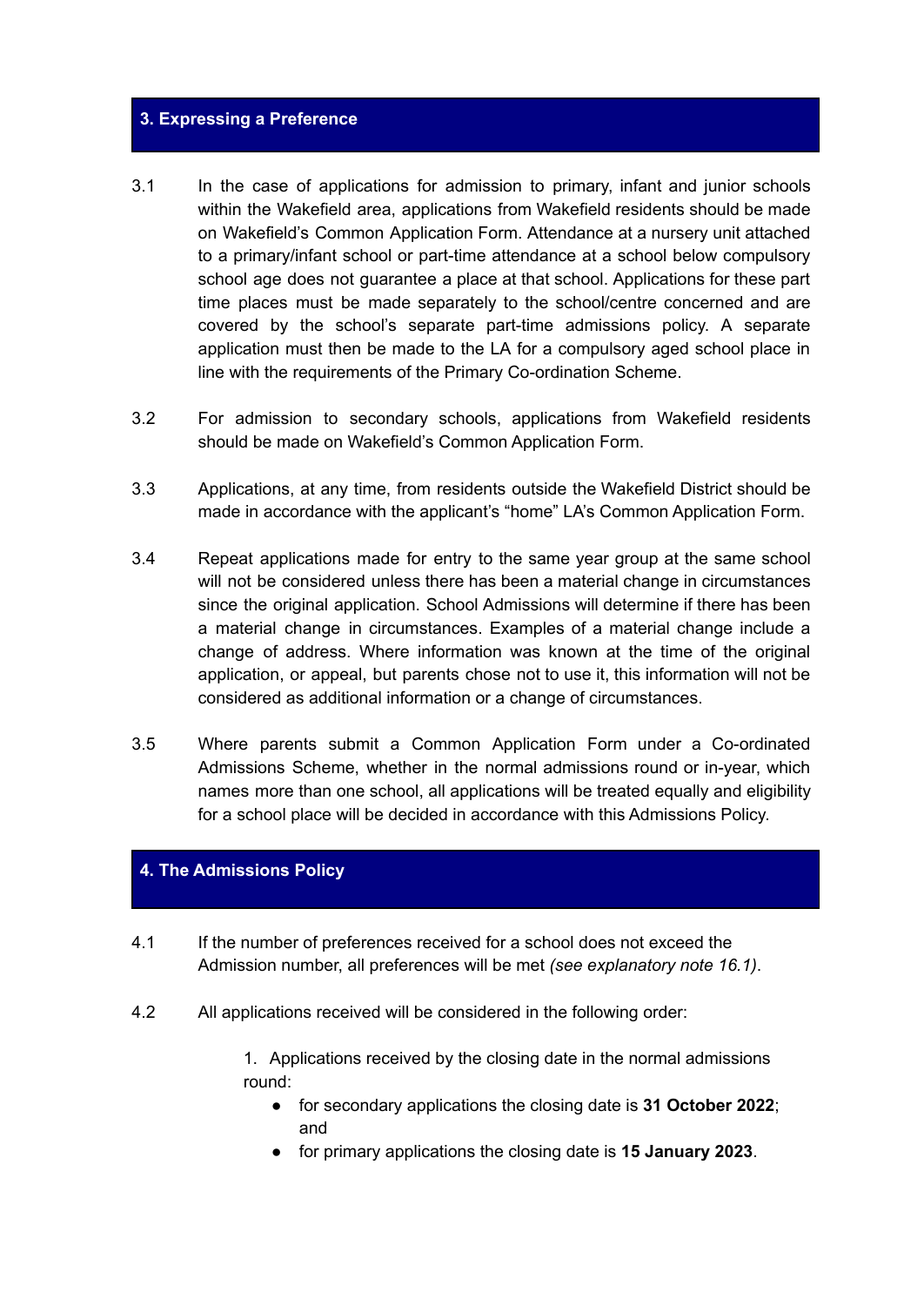## 3. Expressing a Preference

3.1 In the case of applications for admission to primary, infant and junior schools within the Wakefield area, applications from Wakefield residents should be made on Wakefield's Common Application Form. Attendance at a nursery unit attached to a primary/infant school or part-time attendance at a school below compulsory school age does not guarantee a place at that school. Applications for these part time places must be made separately to the school/centre concerned and are covered by the school's separate part-time admissions policy. A separate application must then be made to the LA for a compulsory aged school place in line with the requirements of the Primary Co-ordination Scheme.

3.2 For admission to secondary schools, applications from Wakefield residents should be made on Wakefield's Common Application Form.

3.3 Applications, at any time, from residents outside the Wakefield District should be made in accordance with the applicant's "home" LA's Common Application Form.

3.4 Repeat applications made for entry to the same year group at the same school will not be considered unless there has been a material change in circumstances since the original application. School Admissions will determine if there has been a material change in circumstances. Examples of a material change include a change of address. Where information was known at the time of the original application, or appeal, but parents chose not to use it, this information will not be considered as additional information or a change of circumstances.

3.5 Where parents submit a Common Application Form under a Co-ordinated Admissions Scheme, whether in the normal admissions round or in-year, which names more than one school, all applications will be treated equally and eligibility for a school place will be decided in accordance with this Admissions Policy.

## 4. The Admissions Policy

4.1 If the number of preferences received for a school does not exceed the Admission number, all preferences will be met *(see explanatory note 16.1)*.

4.2 All applications received will be considered in the following order:

1. Applications received by the closing date in the normal admissions round:
    - for secondary applications the closing date is **31 October 2022**; and
    - for primary applications the closing date is **15 January 2023**.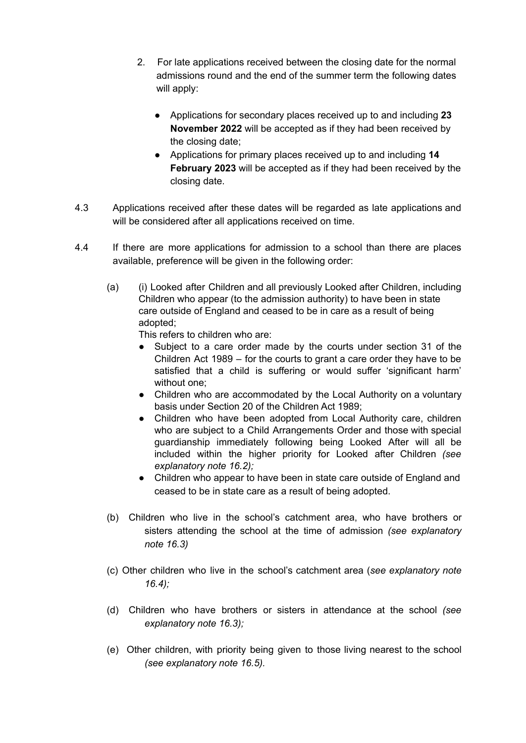2. For late applications received between the closing date for the normal admissions round and the end of the summer term the following dates will apply:

   - Applications for secondary places received up to and including **23 November 2022** will be accepted as if they had been received by the closing date;
   - Applications for primary places received up to and including **14 February 2023** will be accepted as if they had been received by the closing date.

4.3 Applications received after these dates will be regarded as late applications and will be considered after all applications received on time.

4.4 If there are more applications for admission to a school than there are places available, preference will be given in the following order:

(a) (i) Looked after Children and all previously Looked after Children, including Children who appear (to the admission authority) to have been in state care outside of England and ceased to be in care as a result of being adopted;

This refers to children who are:

- Subject to a care order made by the courts under section 31 of the Children Act 1989 – for the courts to grant a care order they have to be satisfied that a child is suffering or would suffer 'significant harm' without one;
- Children who are accommodated by the Local Authority on a voluntary basis under Section 20 of the Children Act 1989;
- Children who have been adopted from Local Authority care, children who are subject to a Child Arrangements Order and those with special guardianship immediately following being Looked After will all be included within the higher priority for Looked after Children *(see explanatory note 16.2);*
- Children who appear to have been in state care outside of England and ceased to be in state care as a result of being adopted.

(b) Children who live in the school's catchment area, who have brothers or sisters attending the school at the time of admission *(see explanatory note 16.3)*

(c) Other children who live in the school's catchment area (*see explanatory note 16.4);*

(d) Children who have brothers or sisters in attendance at the school *(see explanatory note 16.3);*

(e) Other children, with priority being given to those living nearest to the school *(see explanatory note 16.5).*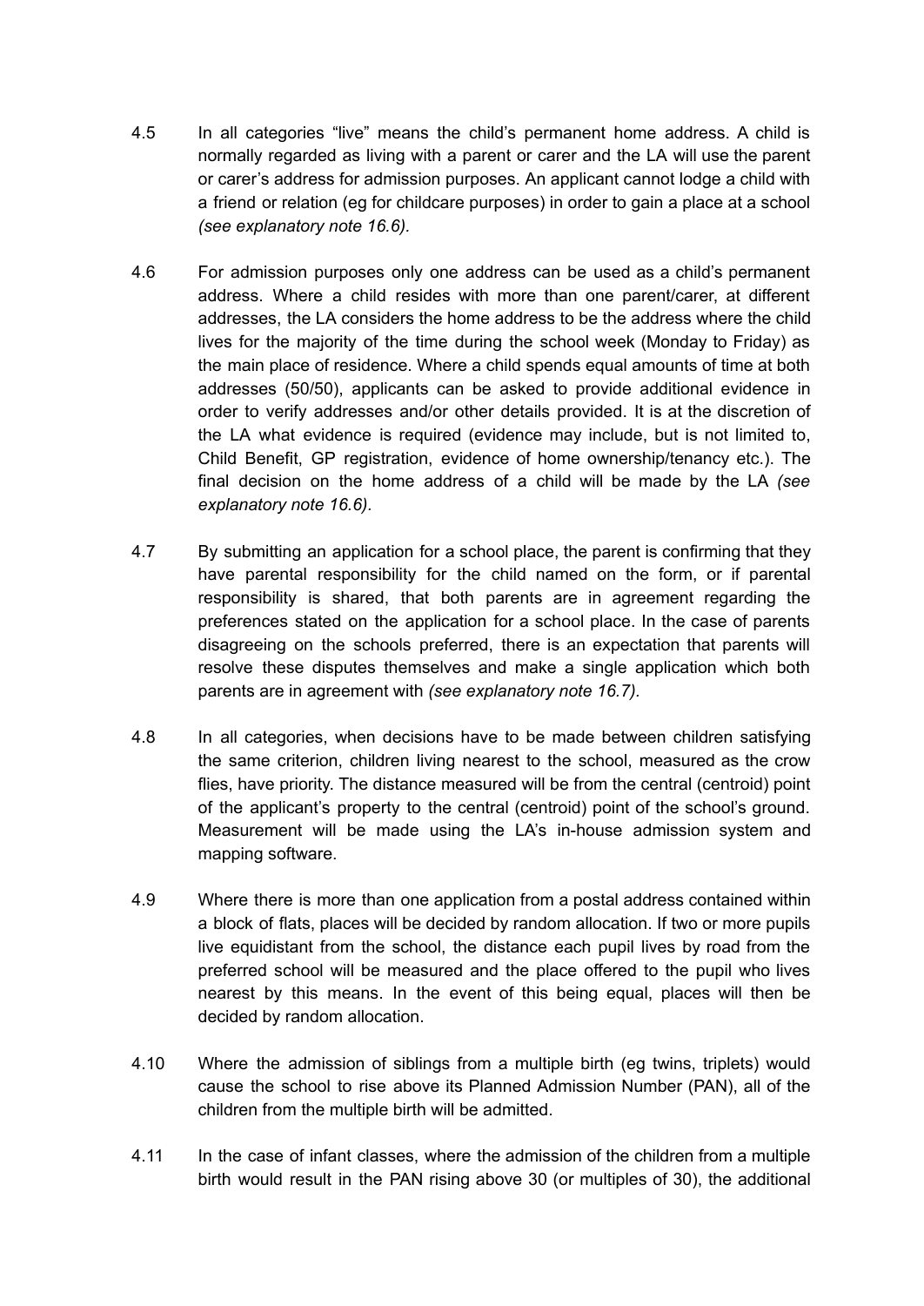4.5 In all categories "live" means the child's permanent home address. A child is normally regarded as living with a parent or carer and the LA will use the parent or carer's address for admission purposes. An applicant cannot lodge a child with a friend or relation (eg for childcare purposes) in order to gain a place at a school *(see explanatory note 16.6).*

4.6 For admission purposes only one address can be used as a child's permanent address. Where a child resides with more than one parent/carer, at different addresses, the LA considers the home address to be the address where the child lives for the majority of the time during the school week (Monday to Friday) as the main place of residence. Where a child spends equal amounts of time at both addresses (50/50), applicants can be asked to provide additional evidence in order to verify addresses and/or other details provided. It is at the discretion of the LA what evidence is required (evidence may include, but is not limited to, Child Benefit, GP registration, evidence of home ownership/tenancy etc.). The final decision on the home address of a child will be made by the LA *(see explanatory note 16.6).*

4.7 By submitting an application for a school place, the parent is confirming that they have parental responsibility for the child named on the form, or if parental responsibility is shared, that both parents are in agreement regarding the preferences stated on the application for a school place. In the case of parents disagreeing on the schools preferred, there is an expectation that parents will resolve these disputes themselves and make a single application which both parents are in agreement with *(see explanatory note 16.7).*

4.8 In all categories, when decisions have to be made between children satisfying the same criterion, children living nearest to the school, measured as the crow flies, have priority. The distance measured will be from the central (centroid) point of the applicant's property to the central (centroid) point of the school's ground. Measurement will be made using the LA's in-house admission system and mapping software.

4.9 Where there is more than one application from a postal address contained within a block of flats, places will be decided by random allocation. If two or more pupils live equidistant from the school, the distance each pupil lives by road from the preferred school will be measured and the place offered to the pupil who lives nearest by this means. In the event of this being equal, places will then be decided by random allocation.

4.10 Where the admission of siblings from a multiple birth (eg twins, triplets) would cause the school to rise above its Planned Admission Number (PAN), all of the children from the multiple birth will be admitted.

4.11 In the case of infant classes, where the admission of the children from a multiple birth would result in the PAN rising above 30 (or multiples of 30), the additional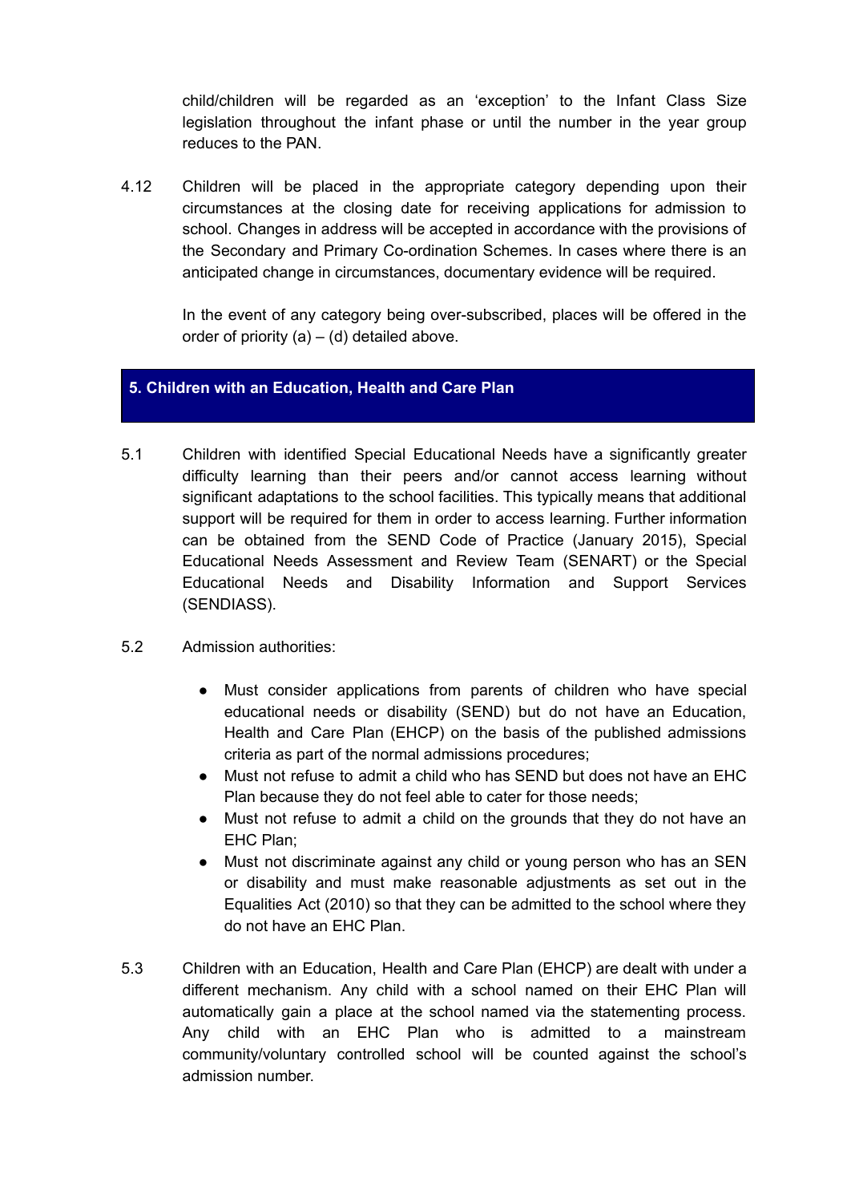child/children will be regarded as an 'exception' to the Infant Class Size legislation throughout the infant phase or until the number in the year group reduces to the PAN.

4.12 Children will be placed in the appropriate category depending upon their circumstances at the closing date for receiving applications for admission to school. Changes in address will be accepted in accordance with the provisions of the Secondary and Primary Co-ordination Schemes. In cases where there is an anticipated change in circumstances, documentary evidence will be required.

In the event of any category being over-subscribed, places will be offered in the order of priority (a) – (d) detailed above.

## 5. Children with an Education, Health and Care Plan

5.1 Children with identified Special Educational Needs have a significantly greater difficulty learning than their peers and/or cannot access learning without significant adaptations to the school facilities. This typically means that additional support will be required for them in order to access learning. Further information can be obtained from the SEND Code of Practice (January 2015), Special Educational Needs Assessment and Review Team (SENART) or the Special Educational Needs and Disability Information and Support Services (SENDIASS).

5.2 Admission authorities:

- Must consider applications from parents of children who have special educational needs or disability (SEND) but do not have an Education, Health and Care Plan (EHCP) on the basis of the published admissions criteria as part of the normal admissions procedures;
- Must not refuse to admit a child who has SEND but does not have an EHC Plan because they do not feel able to cater for those needs;
- Must not refuse to admit a child on the grounds that they do not have an EHC Plan;
- Must not discriminate against any child or young person who has an SEN or disability and must make reasonable adjustments as set out in the Equalities Act (2010) so that they can be admitted to the school where they do not have an EHC Plan.

5.3 Children with an Education, Health and Care Plan (EHCP) are dealt with under a different mechanism. Any child with a school named on their EHC Plan will automatically gain a place at the school named via the statementing process. Any child with an EHC Plan who is admitted to a mainstream community/voluntary controlled school will be counted against the school's admission number.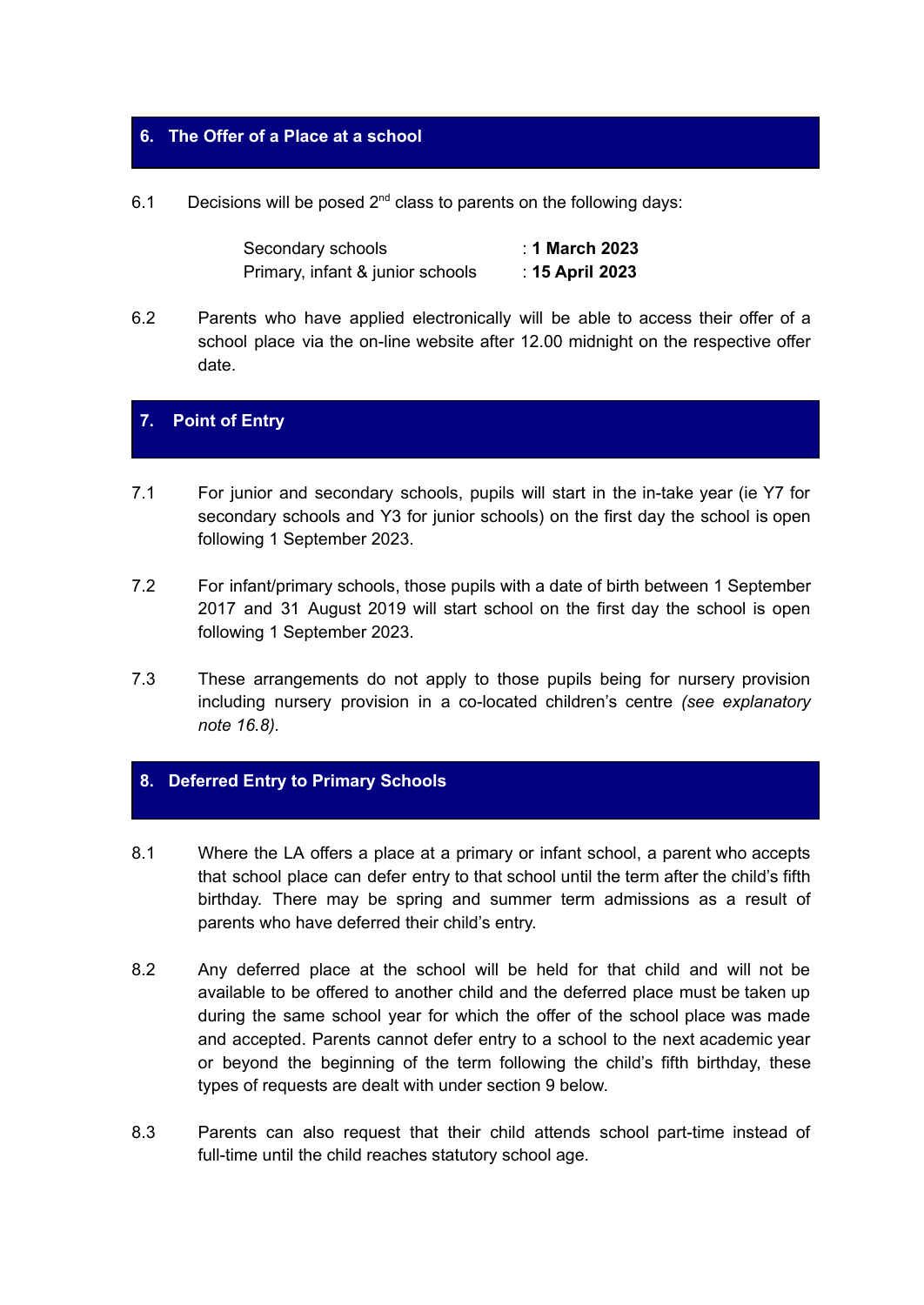## 6. The Offer of a Place at a school

6.1 Decisions will be posed 2nd class to parents on the following days:

| | |
|---|---|
| Secondary schools | : **1 March 2023** |
| Primary, infant & junior schools | : **15 April 2023** |

6.2 Parents who have applied electronically will be able to access their offer of a school place via the on-line website after 12.00 midnight on the respective offer date.

## 7. Point of Entry

7.1 For junior and secondary schools, pupils will start in the in-take year (ie Y7 for secondary schools and Y3 for junior schools) on the first day the school is open following 1 September 2023.

7.2 For infant/primary schools, those pupils with a date of birth between 1 September 2017 and 31 August 2019 will start school on the first day the school is open following 1 September 2023.

7.3 These arrangements do not apply to those pupils being for nursery provision including nursery provision in a co-located children's centre *(see explanatory note 16.8)*.

## 8. Deferred Entry to Primary Schools

8.1 Where the LA offers a place at a primary or infant school, a parent who accepts that school place can defer entry to that school until the term after the child's fifth birthday. There may be spring and summer term admissions as a result of parents who have deferred their child's entry.

8.2 Any deferred place at the school will be held for that child and will not be available to be offered to another child and the deferred place must be taken up during the same school year for which the offer of the school place was made and accepted. Parents cannot defer entry to a school to the next academic year or beyond the beginning of the term following the child's fifth birthday, these types of requests are dealt with under section 9 below.

8.3 Parents can also request that their child attends school part-time instead of full-time until the child reaches statutory school age.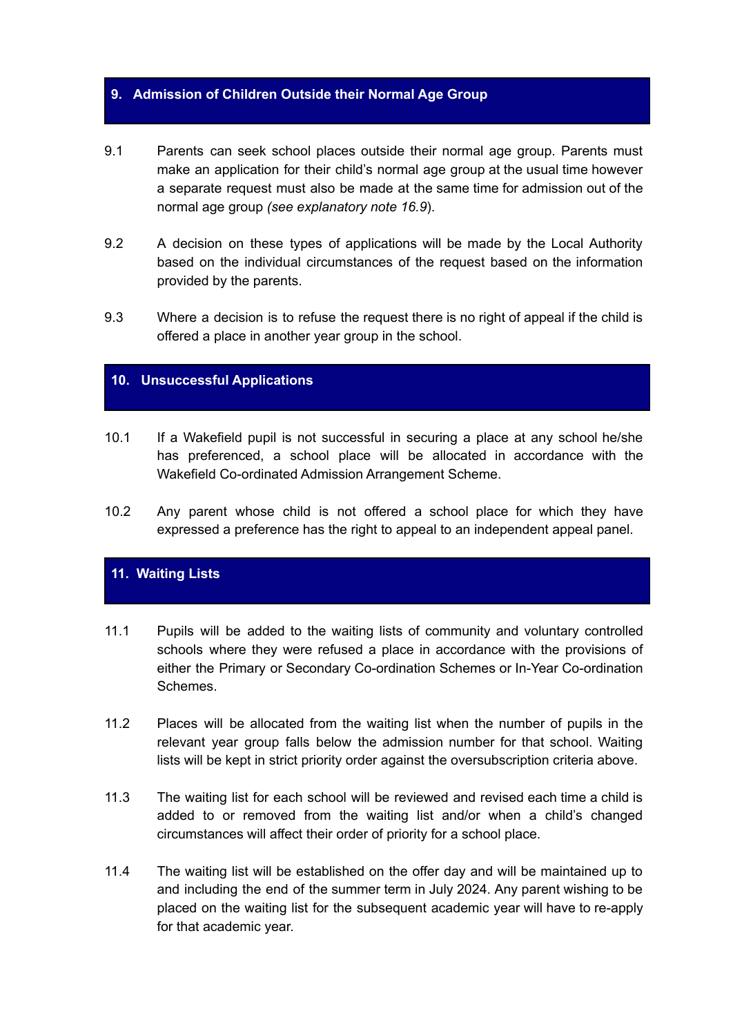## 9. Admission of Children Outside their Normal Age Group

9.1 Parents can seek school places outside their normal age group. Parents must make an application for their child's normal age group at the usual time however a separate request must also be made at the same time for admission out of the normal age group *(see explanatory note 16.9)*.

9.2 A decision on these types of applications will be made by the Local Authority based on the individual circumstances of the request based on the information provided by the parents.

9.3 Where a decision is to refuse the request there is no right of appeal if the child is offered a place in another year group in the school.

## 10. Unsuccessful Applications

10.1 If a Wakefield pupil is not successful in securing a place at any school he/she has preferenced, a school place will be allocated in accordance with the Wakefield Co-ordinated Admission Arrangement Scheme.

10.2 Any parent whose child is not offered a school place for which they have expressed a preference has the right to appeal to an independent appeal panel.

## 11. Waiting Lists

11.1 Pupils will be added to the waiting lists of community and voluntary controlled schools where they were refused a place in accordance with the provisions of either the Primary or Secondary Co-ordination Schemes or In-Year Co-ordination Schemes.

11.2 Places will be allocated from the waiting list when the number of pupils in the relevant year group falls below the admission number for that school. Waiting lists will be kept in strict priority order against the oversubscription criteria above.

11.3 The waiting list for each school will be reviewed and revised each time a child is added to or removed from the waiting list and/or when a child's changed circumstances will affect their order of priority for a school place.

11.4 The waiting list will be established on the offer day and will be maintained up to and including the end of the summer term in July 2024. Any parent wishing to be placed on the waiting list for the subsequent academic year will have to re-apply for that academic year.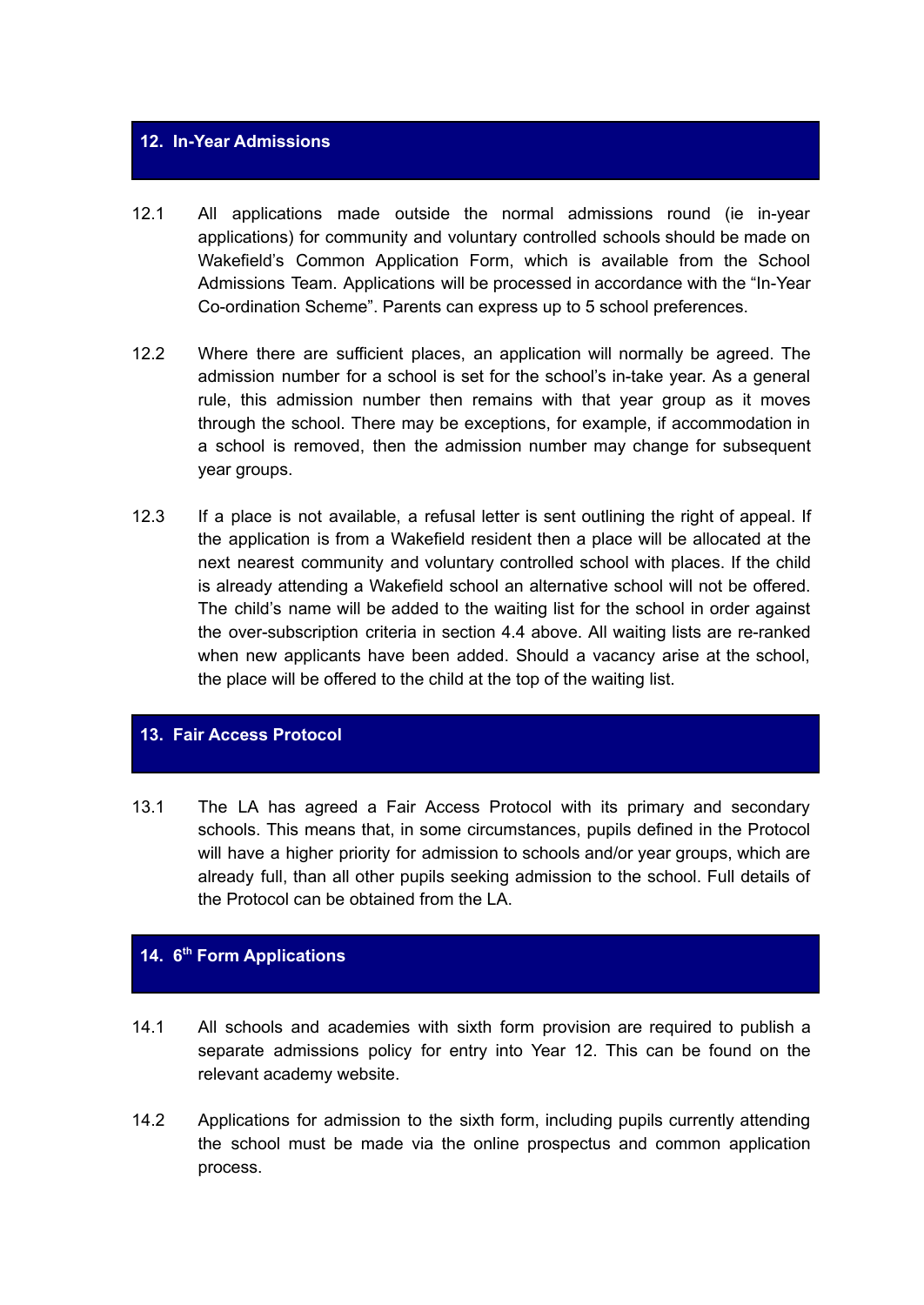## 12. In-Year Admissions

12.1 All applications made outside the normal admissions round (ie in-year applications) for community and voluntary controlled schools should be made on Wakefield's Common Application Form, which is available from the School Admissions Team. Applications will be processed in accordance with the "In-Year Co-ordination Scheme". Parents can express up to 5 school preferences.

12.2 Where there are sufficient places, an application will normally be agreed. The admission number for a school is set for the school's in-take year. As a general rule, this admission number then remains with that year group as it moves through the school. There may be exceptions, for example, if accommodation in a school is removed, then the admission number may change for subsequent year groups.

12.3 If a place is not available, a refusal letter is sent outlining the right of appeal. If the application is from a Wakefield resident then a place will be allocated at the next nearest community and voluntary controlled school with places. If the child is already attending a Wakefield school an alternative school will not be offered. The child's name will be added to the waiting list for the school in order against the over-subscription criteria in section 4.4 above. All waiting lists are re-ranked when new applicants have been added. Should a vacancy arise at the school, the place will be offered to the child at the top of the waiting list.

## 13. Fair Access Protocol

13.1 The LA has agreed a Fair Access Protocol with its primary and secondary schools. This means that, in some circumstances, pupils defined in the Protocol will have a higher priority for admission to schools and/or year groups, which are already full, than all other pupils seeking admission to the school. Full details of the Protocol can be obtained from the LA.

## 14. 6th Form Applications

14.1 All schools and academies with sixth form provision are required to publish a separate admissions policy for entry into Year 12. This can be found on the relevant academy website.

14.2 Applications for admission to the sixth form, including pupils currently attending the school must be made via the online prospectus and common application process.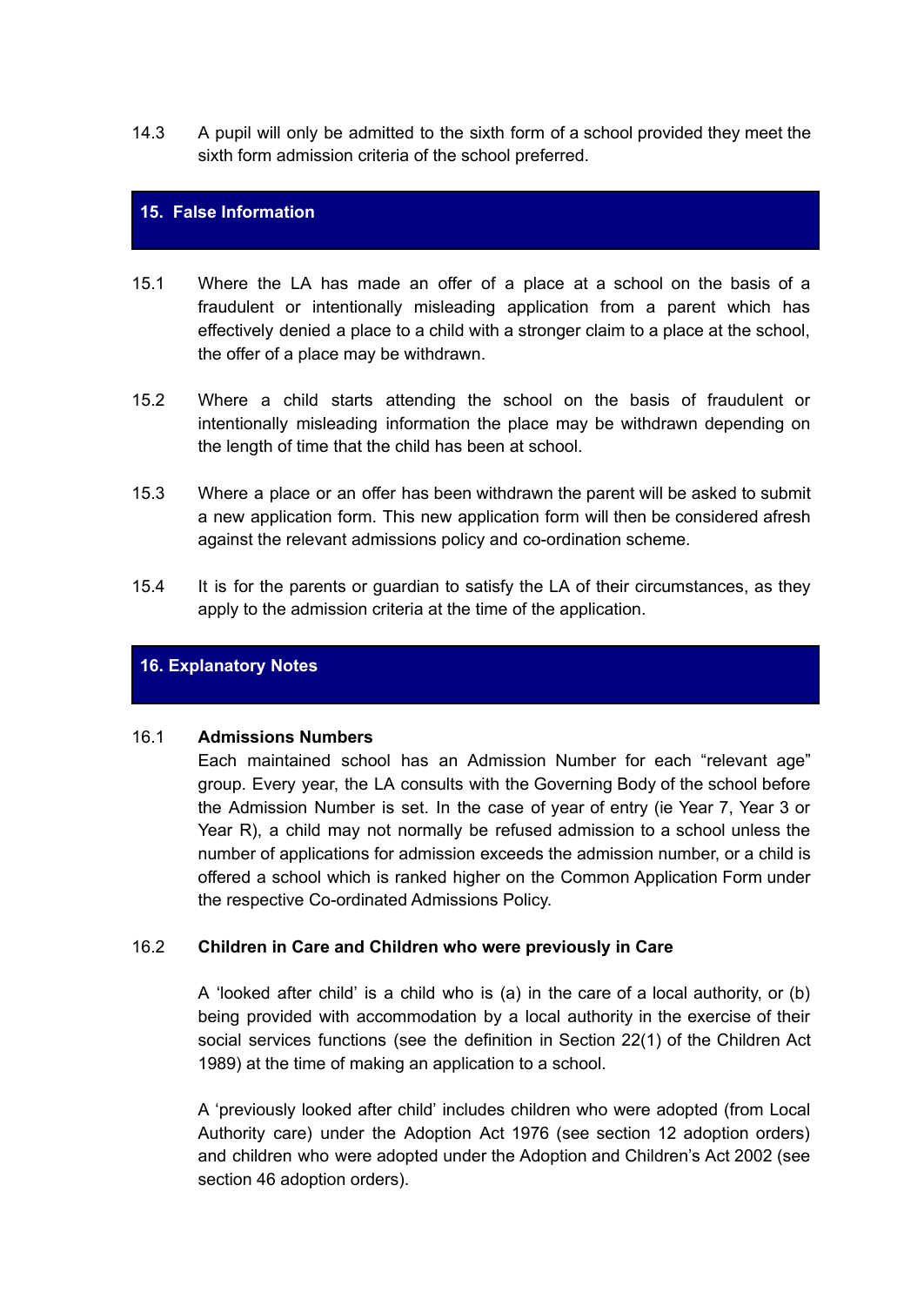14.3 A pupil will only be admitted to the sixth form of a school provided they meet the sixth form admission criteria of the school preferred.

## 15. False Information

15.1 Where the LA has made an offer of a place at a school on the basis of a fraudulent or intentionally misleading application from a parent which has effectively denied a place to a child with a stronger claim to a place at the school, the offer of a place may be withdrawn.

15.2 Where a child starts attending the school on the basis of fraudulent or intentionally misleading information the place may be withdrawn depending on the length of time that the child has been at school.

15.3 Where a place or an offer has been withdrawn the parent will be asked to submit a new application form. This new application form will then be considered afresh against the relevant admissions policy and co-ordination scheme.

15.4 It is for the parents or guardian to satisfy the LA of their circumstances, as they apply to the admission criteria at the time of the application.

## 16. Explanatory Notes

16.1 **Admissions Numbers**

Each maintained school has an Admission Number for each “relevant age” group. Every year, the LA consults with the Governing Body of the school before the Admission Number is set. In the case of year of entry (ie Year 7, Year 3 or Year R), a child may not normally be refused admission to a school unless the number of applications for admission exceeds the admission number, or a child is offered a school which is ranked higher on the Common Application Form under the respective Co-ordinated Admissions Policy.

16.2 **Children in Care and Children who were previously in Care**

A ‘looked after child’ is a child who is (a) in the care of a local authority, or (b) being provided with accommodation by a local authority in the exercise of their social services functions (see the definition in Section 22(1) of the Children Act 1989) at the time of making an application to a school.

A ‘previously looked after child’ includes children who were adopted (from Local Authority care) under the Adoption Act 1976 (see section 12 adoption orders) and children who were adopted under the Adoption and Children’s Act 2002 (see section 46 adoption orders).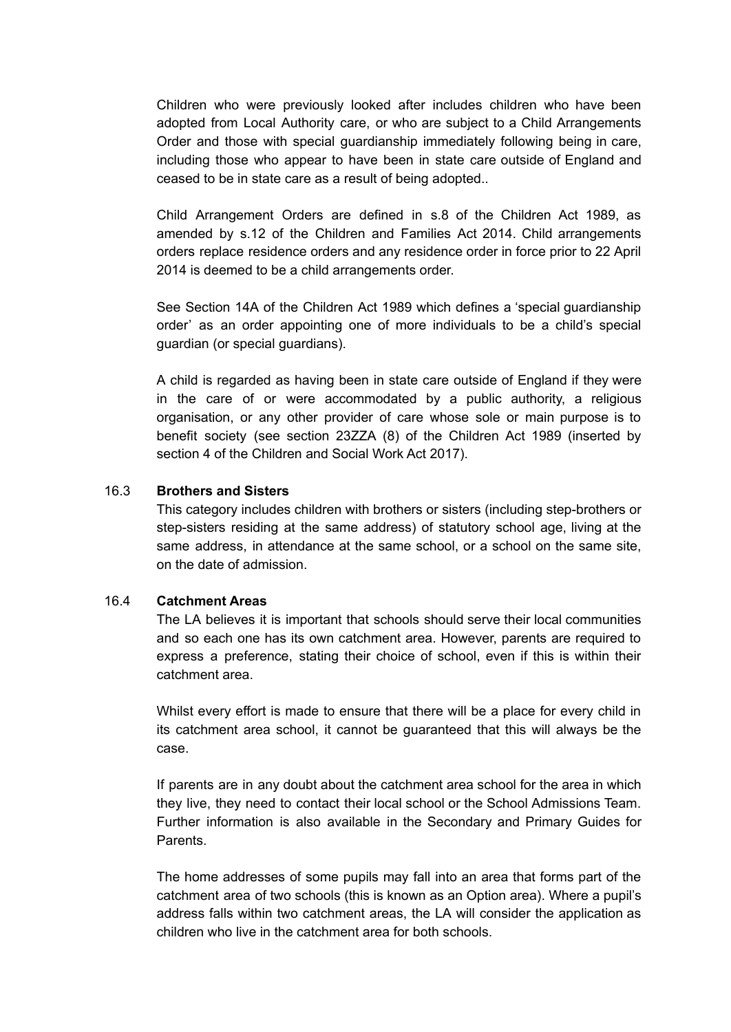Children who were previously looked after includes children who have been adopted from Local Authority care, or who are subject to a Child Arrangements Order and those with special guardianship immediately following being in care, including those who appear to have been in state care outside of England and ceased to be in state care as a result of being adopted..

Child Arrangement Orders are defined in s.8 of the Children Act 1989, as amended by s.12 of the Children and Families Act 2014. Child arrangements orders replace residence orders and any residence order in force prior to 22 April 2014 is deemed to be a child arrangements order.

See Section 14A of the Children Act 1989 which defines a 'special guardianship order' as an order appointing one of more individuals to be a child's special guardian (or special guardians).

A child is regarded as having been in state care outside of England if they were in the care of or were accommodated by a public authority, a religious organisation, or any other provider of care whose sole or main purpose is to benefit society (see section 23ZZA (8) of the Children Act 1989 (inserted by section 4 of the Children and Social Work Act 2017).

16.3 **Brothers and Sisters**

This category includes children with brothers or sisters (including step-brothers or step-sisters residing at the same address) of statutory school age, living at the same address, in attendance at the same school, or a school on the same site, on the date of admission.

16.4 **Catchment Areas**

The LA believes it is important that schools should serve their local communities and so each one has its own catchment area. However, parents are required to express a preference, stating their choice of school, even if this is within their catchment area.

Whilst every effort is made to ensure that there will be a place for every child in its catchment area school, it cannot be guaranteed that this will always be the case.

If parents are in any doubt about the catchment area school for the area in which they live, they need to contact their local school or the School Admissions Team. Further information is also available in the Secondary and Primary Guides for Parents.

The home addresses of some pupils may fall into an area that forms part of the catchment area of two schools (this is known as an Option area). Where a pupil's address falls within two catchment areas, the LA will consider the application as children who live in the catchment area for both schools.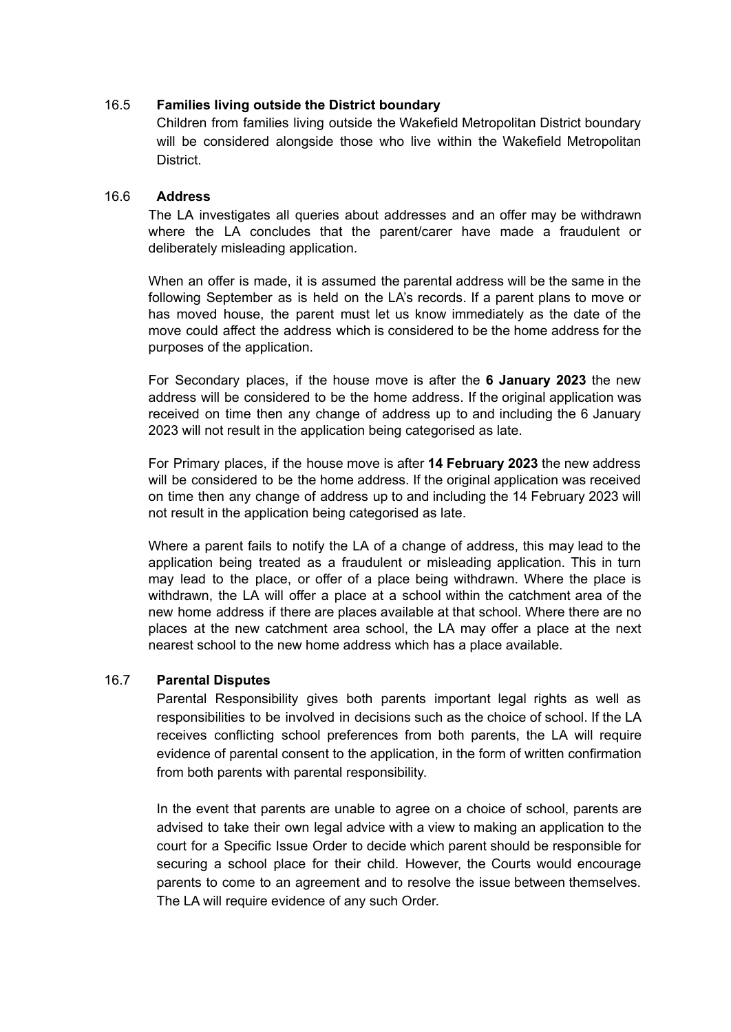### 16.5 Families living outside the District boundary

Children from families living outside the Wakefield Metropolitan District boundary will be considered alongside those who live within the Wakefield Metropolitan District.

### 16.6 Address

The LA investigates all queries about addresses and an offer may be withdrawn where the LA concludes that the parent/carer have made a fraudulent or deliberately misleading application.

When an offer is made, it is assumed the parental address will be the same in the following September as is held on the LA's records. If a parent plans to move or has moved house, the parent must let us know immediately as the date of the move could affect the address which is considered to be the home address for the purposes of the application.

For Secondary places, if the house move is after the **6 January 2023** the new address will be considered to be the home address. If the original application was received on time then any change of address up to and including the 6 January 2023 will not result in the application being categorised as late.

For Primary places, if the house move is after **14 February 2023** the new address will be considered to be the home address. If the original application was received on time then any change of address up to and including the 14 February 2023 will not result in the application being categorised as late.

Where a parent fails to notify the LA of a change of address, this may lead to the application being treated as a fraudulent or misleading application. This in turn may lead to the place, or offer of a place being withdrawn. Where the place is withdrawn, the LA will offer a place at a school within the catchment area of the new home address if there are places available at that school. Where there are no places at the new catchment area school, the LA may offer a place at the next nearest school to the new home address which has a place available.

### 16.7 Parental Disputes

Parental Responsibility gives both parents important legal rights as well as responsibilities to be involved in decisions such as the choice of school. If the LA receives conflicting school preferences from both parents, the LA will require evidence of parental consent to the application, in the form of written confirmation from both parents with parental responsibility.

In the event that parents are unable to agree on a choice of school, parents are advised to take their own legal advice with a view to making an application to the court for a Specific Issue Order to decide which parent should be responsible for securing a school place for their child. However, the Courts would encourage parents to come to an agreement and to resolve the issue between themselves. The LA will require evidence of any such Order.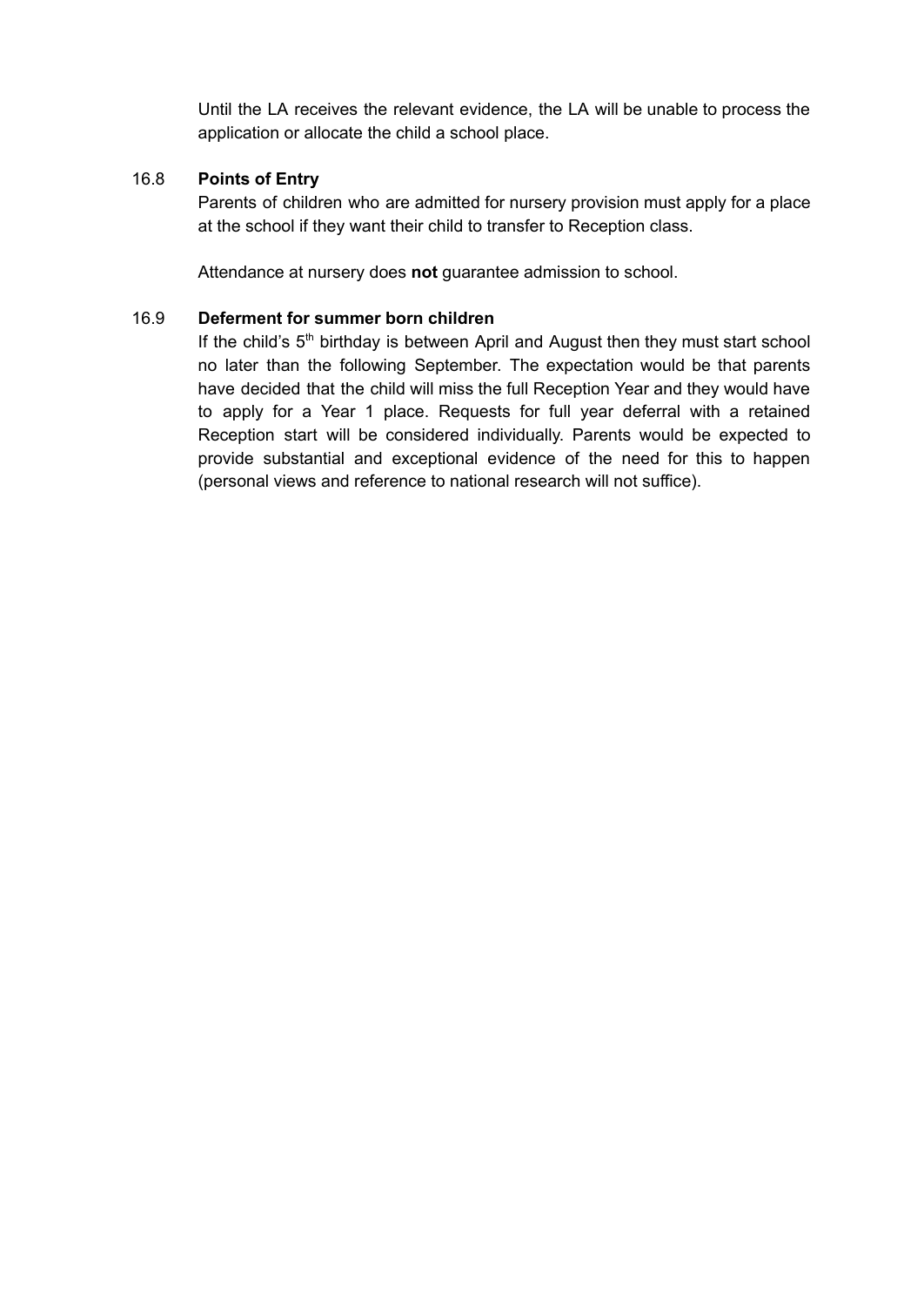Until the LA receives the relevant evidence, the LA will be unable to process the application or allocate the child a school place.

### 16.8 Points of Entry

Parents of children who are admitted for nursery provision must apply for a place at the school if they want their child to transfer to Reception class.

Attendance at nursery does **not** guarantee admission to school.

### 16.9 Deferment for summer born children

If the child's 5th birthday is between April and August then they must start school no later than the following September. The expectation would be that parents have decided that the child will miss the full Reception Year and they would have to apply for a Year 1 place. Requests for full year deferral with a retained Reception start will be considered individually. Parents would be expected to provide substantial and exceptional evidence of the need for this to happen (personal views and reference to national research will not suffice).